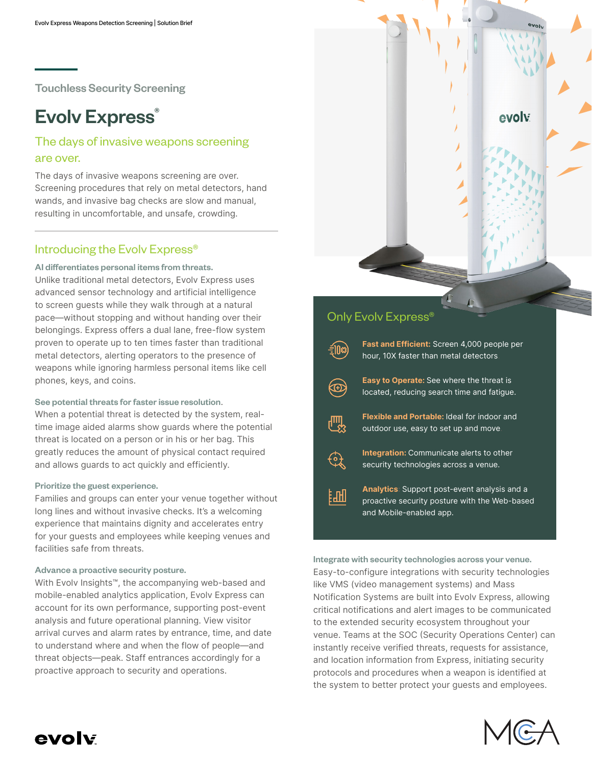Touchless Security Screening

# Evolv Express®

## The days of invasive weapons screening are over.

The days of invasive weapons screening are over. Screening procedures that rely on metal detectors, hand wands, and invasive bag checks are slow and manual, resulting in uncomfortable, and unsafe, crowding.

## Introducing the Evolv Express®

### AI differentiates personal items from threats.

Unlike traditional metal detectors, Evolv Express uses advanced sensor technology and artificial intelligence to screen guests while they walk through at a natural pace—without stopping and without handing over their belongings. Express offers a dual lane, free-flow system proven to operate up to ten times faster than traditional metal detectors, alerting operators to the presence of weapons while ignoring harmless personal items like cell phones, keys, and coins.

### See potential threats for faster issue resolution.

When a potential threat is detected by the system, real-time image aided alarms show guards where the potential threat is located on a person or in his or her bag. This greatly reduces the amount of physical contact required and allows guards to act quickly and efficiently.

### Prioritize the guest experience.

Families and groups can enter your venue together without long lines and without invasive checks. It's a welcoming experience that maintains dignity and accelerates entry for your guests and employees while keeping venues and facilities safe from threats.

### Advance a proactive security posture.

With Evolv Insights™, the accompanying web-based and mobile-enabled analytics application, Evolv Express can account for its own performance, supporting post-event analysis and future operational planning. View visitor arrival rates by entrance, time, and date to understand where and when the flow of people—and threat objects—peak. Staff entrances accordingly for a proactive approach to security and operations.

## Only Evolv Express®

- **Fast and Efficient:** Screen 4,000 people per hour, 10X faster than metal detectors
- **Easy to Operate:** See where the threat is located, reducing search time and fatigue.
- **Flexible and Portable:** Ideal for indoor and outdoor use, easy to set up and move
- **Integration:** Communicate alerts to other security technologies across a venue.
- **Analytics** Support post-event analysis and a proactive security posture with the Web-based and Mobile-enabled app.

### Integrate with security technologies across your venue.

Easy-to-configure integrations with security technologies like VMS (video management systems) and Mass Notification Systems are built into Evolv Express, allowing critical notifications and alert images to be communicated to the extended security ecosystem throughout your venue. Teams at the SOC (Security Operations Center) can instantly receive verified threats, requests for assistance, and location information from Express, initiating security protocols and procedures when a weapon is identified at the system to better protect your guests and employees.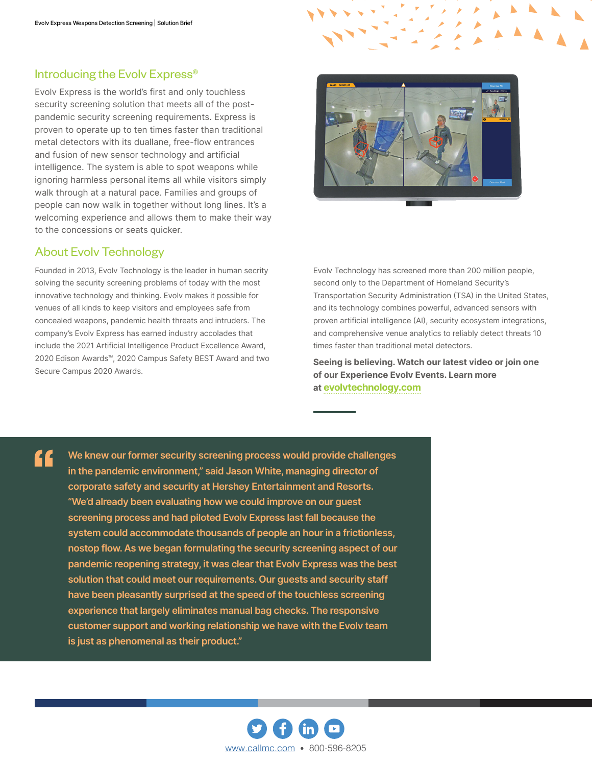## Introducing the Evolv Express®

Evolv Express is the world's first and only touchless security screening solution that meets all of the post-pandemic security screening requirements. Express is proven to operate up to ten times faster than traditional metal detectors with its duallane, free-flow entrances and fusion of new sensor technology and artificial intelligence. The system is able to spot weapons while ignoring harmless personal items all while visitors simply walk through at a natural pace. Families and groups of people can now walk in together without long lines. It's a welcoming experience and allows them to make their way to the concessions or seats quicker.

## About Evolv Technology

Founded in 2013, Evolv Technology is the leader in human secrity solving the security screening problems of today with the most innovative technology and thinking. Evolv makes it possible for venues of all kinds to keep visitors and employees safe from concealed weapons, pandemic health threats and intruders. The company's Evolv Express has earned industry accolades that include the 2021 Artificial Intelligence Product Excellence Award, 2020 Edison Awards™, 2020 Campus Safety BEST Award and two Secure Campus 2020 Awards.

Evolv Technology has screened more than 200 million people, second only to the Department of Homeland Security's Transportation Security Administration (TSA) in the United States, and its technology combines powerful, advanced sensors with proven artificial intelligence (AI), security ecosystem integrations, and comprehensive venue analytics to reliably detect threats 10 times faster than traditional metal detectors.

**Seeing is believing. Watch our latest video or join one of our Experience Evolv Events. Learn more at evolvtechnology.com**

> "We knew our former security screening process would provide challenges in the pandemic environment," said Jason White, managing director of corporate safety and security at Hershey Entertainment and Resorts. "We'd already been evaluating how we could improve on our guest screening process and had piloted Evolv Express last fall because the system could accommodate thousands of people an hour in a frictionless, nostop flow. As we began formulating the security screening aspect of our pandemic reopening strategy, it was clear that Evolv Express was the best solution that could meet our requirements. Our guests and security staff have been pleasantly surprised at the speed of the touchless screening experience that largely eliminates manual bag checks. The responsive customer support and working relationship we have with the Evolv team is just as phenomenal as their product."

www.callmc.com • 800-596-8205